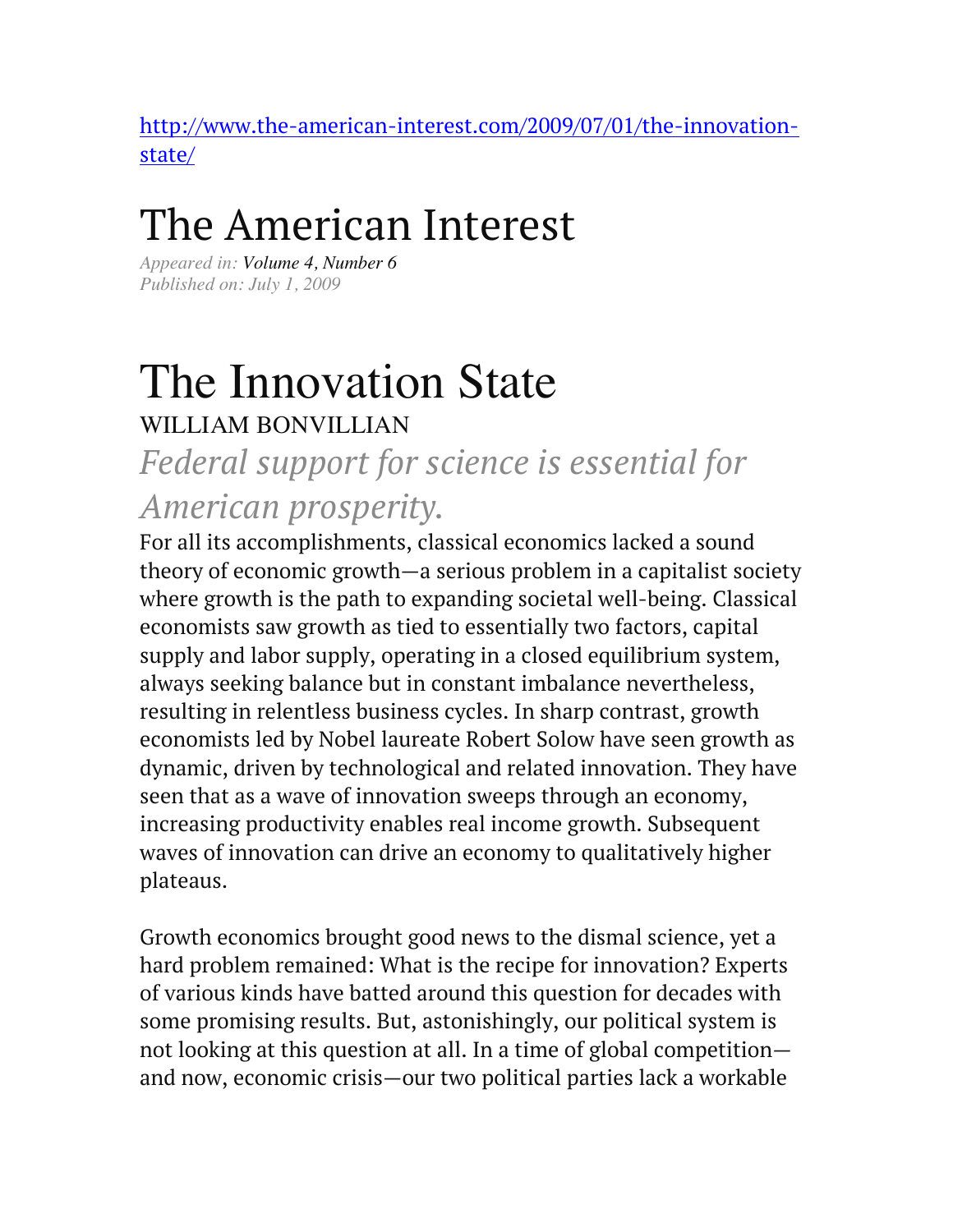http://www.the-american-interest.com/2009/07/01/the-innovation-state/

# The American Interest

*Appeared in:* ***Volume 4, Number 6***
*Published on: July 1, 2009*

# The Innovation State

WILLIAM BONVILLIAN

## *Federal support for science is essential for American prosperity.*

For all its accomplishments, classical economics lacked a sound theory of economic growth—a serious problem in a capitalist society where growth is the path to expanding societal well-being. Classical economists saw growth as tied to essentially two factors, capital supply and labor supply, operating in a closed equilibrium system, always seeking balance but in constant imbalance nevertheless, resulting in relentless business cycles. In sharp contrast, growth economists led by Nobel laureate Robert Solow have seen growth as dynamic, driven by technological and related innovation. They have seen that as a wave of innovation sweeps through an economy, increasing productivity enables real income growth. Subsequent waves of innovation can drive an economy to qualitatively higher plateaus.

Growth economics brought good news to the dismal science, yet a hard problem remained: What is the recipe for innovation? Experts of various kinds have batted around this question for decades with some promising results. But, astonishingly, our political system is not looking at this question at all. In a time of global competition—and now, economic crisis—our two political parties lack a workable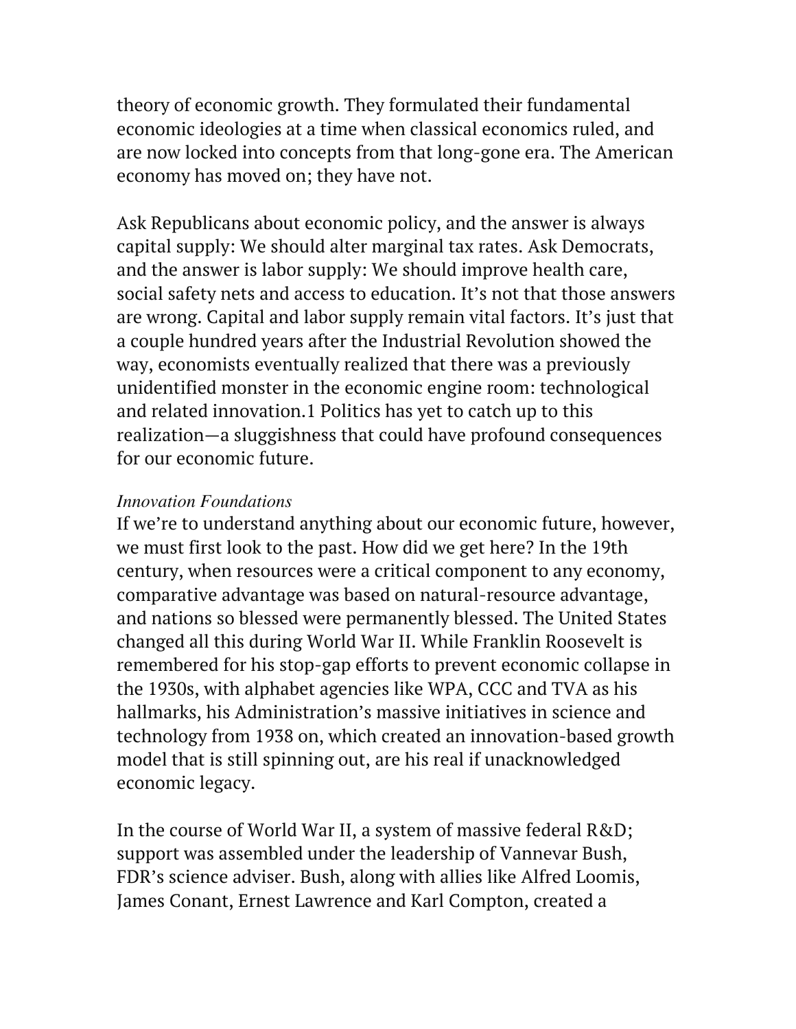theory of economic growth. They formulated their fundamental economic ideologies at a time when classical economics ruled, and are now locked into concepts from that long-gone era. The American economy has moved on; they have not.

Ask Republicans about economic policy, and the answer is always capital supply: We should alter marginal tax rates. Ask Democrats, and the answer is labor supply: We should improve health care, social safety nets and access to education. It's not that those answers are wrong. Capital and labor supply remain vital factors. It's just that a couple hundred years after the Industrial Revolution showed the way, economists eventually realized that there was a previously unidentified monster in the economic engine room: technological and related innovation.[1] Politics has yet to catch up to this realization—a sluggishness that could have profound consequences for our economic future.

*Innovation Foundations*

If we're to understand anything about our economic future, however, we must first look to the past. How did we get here? In the 19th century, when resources were a critical component to any economy, comparative advantage was based on natural-resource advantage, and nations so blessed were permanently blessed. The United States changed all this during World War II. While Franklin Roosevelt is remembered for his stop-gap efforts to prevent economic collapse in the 1930s, with alphabet agencies like WPA, CCC and TVA as his hallmarks, his Administration's massive initiatives in science and technology from 1938 on, which created an innovation-based growth model that is still spinning out, are his real if unacknowledged economic legacy.

In the course of World War II, a system of massive federal R&D; support was assembled under the leadership of Vannevar Bush, FDR's science adviser. Bush, along with allies like Alfred Loomis, James Conant, Ernest Lawrence and Karl Compton, created a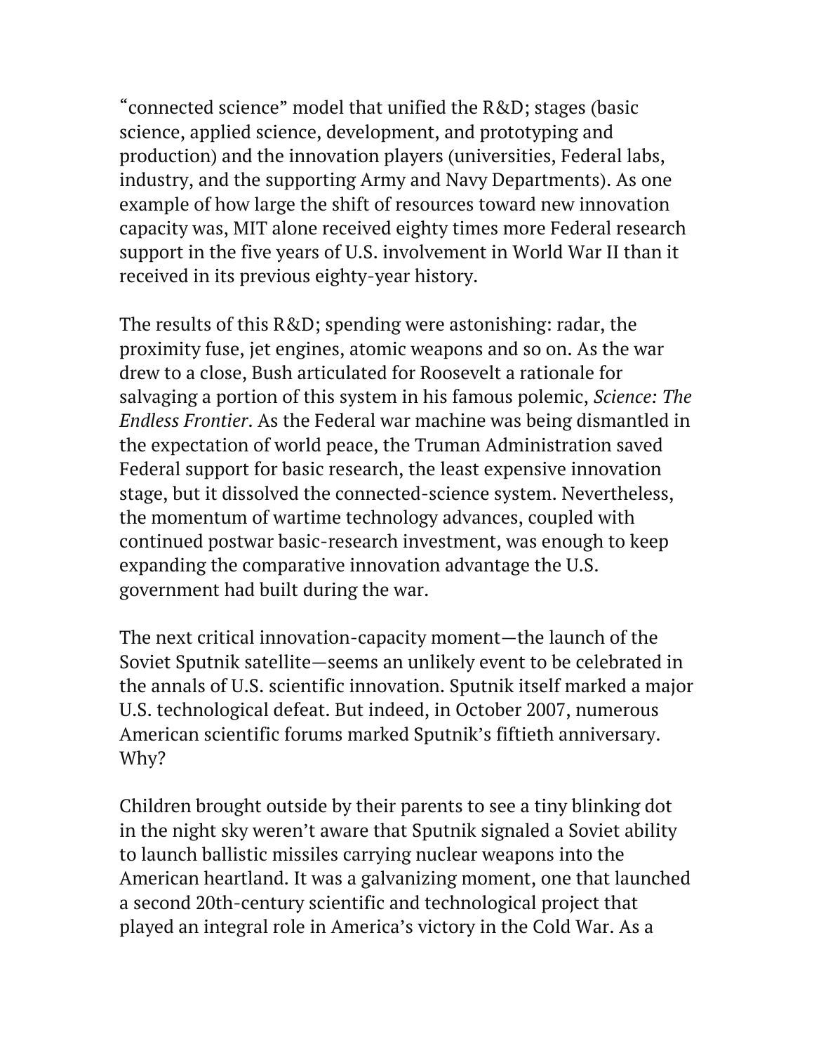"connected science" model that unified the R&D; stages (basic science, applied science, development, and prototyping and production) and the innovation players (universities, Federal labs, industry, and the supporting Army and Navy Departments). As one example of how large the shift of resources toward new innovation capacity was, MIT alone received eighty times more Federal research support in the five years of U.S. involvement in World War II than it received in its previous eighty-year history.

The results of this R&D; spending were astonishing: radar, the proximity fuse, jet engines, atomic weapons and so on. As the war drew to a close, Bush articulated for Roosevelt a rationale for salvaging a portion of this system in his famous polemic, *Science: The Endless Frontier*. As the Federal war machine was being dismantled in the expectation of world peace, the Truman Administration saved Federal support for basic research, the least expensive innovation stage, but it dissolved the connected-science system. Nevertheless, the momentum of wartime technology advances, coupled with continued postwar basic-research investment, was enough to keep expanding the comparative innovation advantage the U.S. government had built during the war.

The next critical innovation-capacity moment—the launch of the Soviet Sputnik satellite—seems an unlikely event to be celebrated in the annals of U.S. scientific innovation. Sputnik itself marked a major U.S. technological defeat. But indeed, in October 2007, numerous American scientific forums marked Sputnik's fiftieth anniversary. Why?

Children brought outside by their parents to see a tiny blinking dot in the night sky weren't aware that Sputnik signaled a Soviet ability to launch ballistic missiles carrying nuclear weapons into the American heartland. It was a galvanizing moment, one that launched a second 20th-century scientific and technological project that played an integral role in America's victory in the Cold War. As a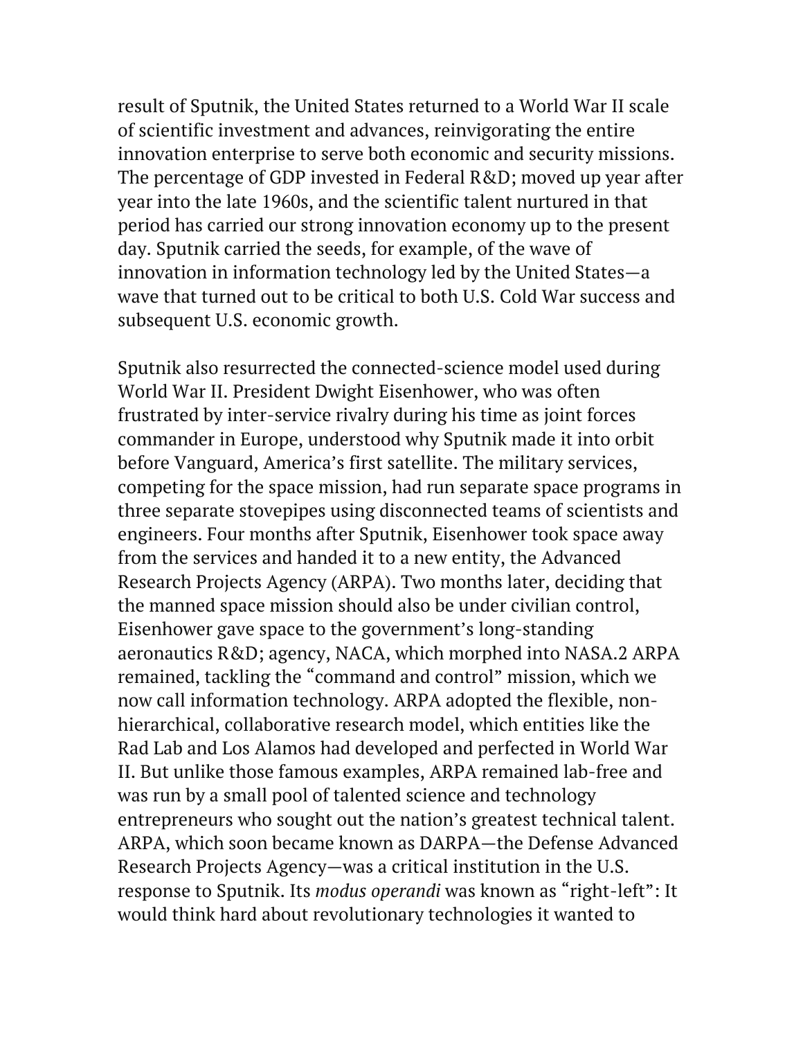result of Sputnik, the United States returned to a World War II scale of scientific investment and advances, reinvigorating the entire innovation enterprise to serve both economic and security missions. The percentage of GDP invested in Federal R&D; moved up year after year into the late 1960s, and the scientific talent nurtured in that period has carried our strong innovation economy up to the present day. Sputnik carried the seeds, for example, of the wave of innovation in information technology led by the United States—a wave that turned out to be critical to both U.S. Cold War success and subsequent U.S. economic growth.

Sputnik also resurrected the connected-science model used during World War II. President Dwight Eisenhower, who was often frustrated by inter-service rivalry during his time as joint forces commander in Europe, understood why Sputnik made it into orbit before Vanguard, America's first satellite. The military services, competing for the space mission, had run separate space programs in three separate stovepipes using disconnected teams of scientists and engineers. Four months after Sputnik, Eisenhower took space away from the services and handed it to a new entity, the Advanced Research Projects Agency (ARPA). Two months later, deciding that the manned space mission should also be under civilian control, Eisenhower gave space to the government's long-standing aeronautics R&D; agency, NACA, which morphed into NASA.[2] ARPA remained, tackling the "command and control" mission, which we now call information technology. ARPA adopted the flexible, non-hierarchical, collaborative research model, which entities like the Rad Lab and Los Alamos had developed and perfected in World War II. But unlike those famous examples, ARPA remained lab-free and was run by a small pool of talented science and technology entrepreneurs who sought out the nation's greatest technical talent. ARPA, which soon became known as DARPA—the Defense Advanced Research Projects Agency—was a critical institution in the U.S. response to Sputnik. Its *modus operandi* was known as "right-left": It would think hard about revolutionary technologies it wanted to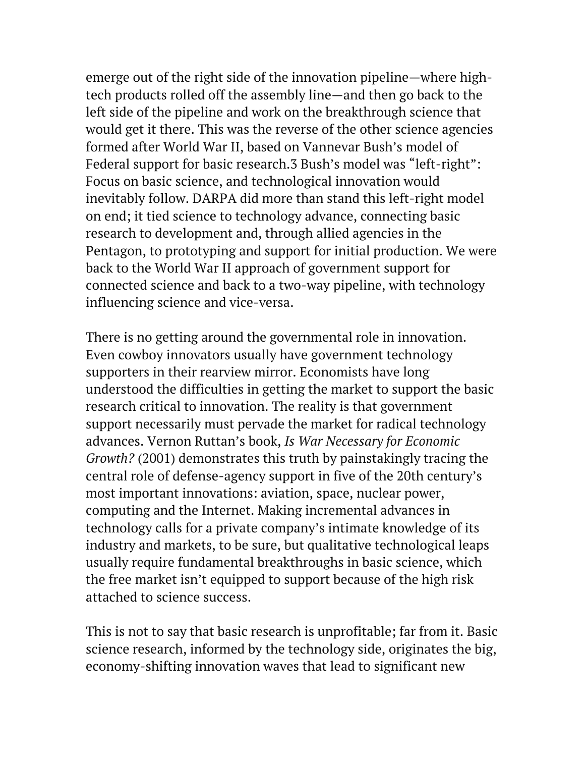emerge out of the right side of the innovation pipeline—where high-tech products rolled off the assembly line—and then go back to the left side of the pipeline and work on the breakthrough science that would get it there. This was the reverse of the other science agencies formed after World War II, based on Vannevar Bush's model of Federal support for basic research.[3] Bush's model was "left-right": Focus on basic science, and technological innovation would inevitably follow. DARPA did more than stand this left-right model on end; it tied science to technology advance, connecting basic research to development and, through allied agencies in the Pentagon, to prototyping and support for initial production. We were back to the World War II approach of government support for connected science and back to a two-way pipeline, with technology influencing science and vice-versa.

There is no getting around the governmental role in innovation. Even cowboy innovators usually have government technology supporters in their rearview mirror. Economists have long understood the difficulties in getting the market to support the basic research critical to innovation. The reality is that government support necessarily must pervade the market for radical technology advances. Vernon Ruttan's book, *Is War Necessary for Economic Growth?* (2001) demonstrates this truth by painstakingly tracing the central role of defense-agency support in five of the 20th century's most important innovations: aviation, space, nuclear power, computing and the Internet. Making incremental advances in technology calls for a private company's intimate knowledge of its industry and markets, to be sure, but qualitative technological leaps usually require fundamental breakthroughs in basic science, which the free market isn't equipped to support because of the high risk attached to science success.

This is not to say that basic research is unprofitable; far from it. Basic science research, informed by the technology side, originates the big, economy-shifting innovation waves that lead to significant new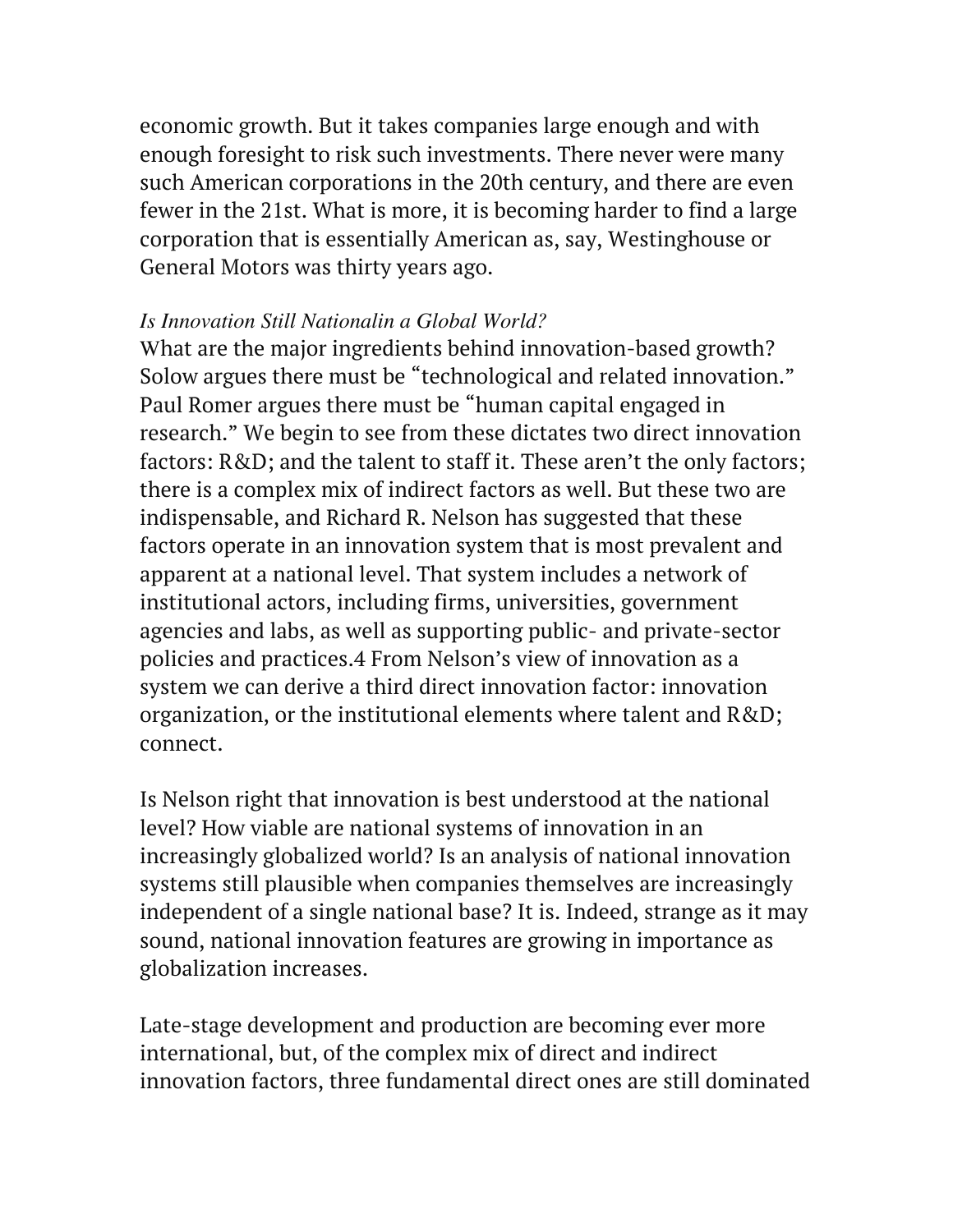economic growth. But it takes companies large enough and with enough foresight to risk such investments. There never were many such American corporations in the 20th century, and there are even fewer in the 21st. What is more, it is becoming harder to find a large corporation that is essentially American as, say, Westinghouse or General Motors was thirty years ago.

*Is Innovation Still Nationalin a Global World?*

What are the major ingredients behind innovation-based growth? Solow argues there must be "technological and related innovation." Paul Romer argues there must be "human capital engaged in research." We begin to see from these dictates two direct innovation factors: R&D; and the talent to staff it. These aren't the only factors; there is a complex mix of indirect factors as well. But these two are indispensable, and Richard R. Nelson has suggested that these factors operate in an innovation system that is most prevalent and apparent at a national level. That system includes a network of institutional actors, including firms, universities, government agencies and labs, as well as supporting public- and private-sector policies and practices.[4] From Nelson's view of innovation as a system we can derive a third direct innovation factor: innovation organization, or the institutional elements where talent and R&D; connect.

Is Nelson right that innovation is best understood at the national level? How viable are national systems of innovation in an increasingly globalized world? Is an analysis of national innovation systems still plausible when companies themselves are increasingly independent of a single national base? It is. Indeed, strange as it may sound, national innovation features are growing in importance as globalization increases.

Late-stage development and production are becoming ever more international, but, of the complex mix of direct and indirect innovation factors, three fundamental direct ones are still dominated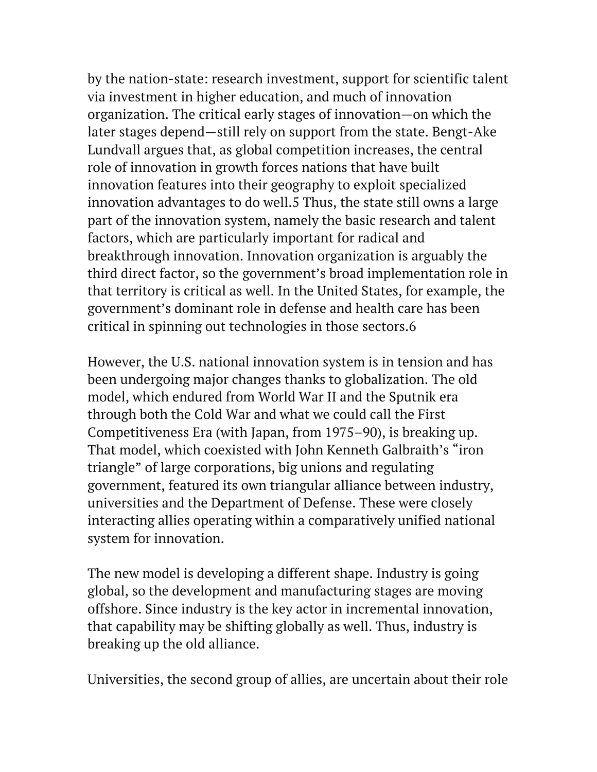by the nation-state: research investment, support for scientific talent via investment in higher education, and much of innovation organization. The critical early stages of innovation—on which the later stages depend—still rely on support from the state. Bengt-Ake Lundvall argues that, as global competition increases, the central role of innovation in growth forces nations that have built innovation features into their geography to exploit specialized innovation advantages to do well.[5] Thus, the state still owns a large part of the innovation system, namely the basic research and talent factors, which are particularly important for radical and breakthrough innovation. Innovation organization is arguably the third direct factor, so the government's broad implementation role in that territory is critical as well. In the United States, for example, the government's dominant role in defense and health care has been critical in spinning out technologies in those sectors.[6]

However, the U.S. national innovation system is in tension and has been undergoing major changes thanks to globalization. The old model, which endured from World War II and the Sputnik era through both the Cold War and what we could call the First Competitiveness Era (with Japan, from 1975–90), is breaking up. That model, which coexisted with John Kenneth Galbraith's "iron triangle" of large corporations, big unions and regulating government, featured its own triangular alliance between industry, universities and the Department of Defense. These were closely interacting allies operating within a comparatively unified national system for innovation.

The new model is developing a different shape. Industry is going global, so the development and manufacturing stages are moving offshore. Since industry is the key actor in incremental innovation, that capability may be shifting globally as well. Thus, industry is breaking up the old alliance.

Universities, the second group of allies, are uncertain about their role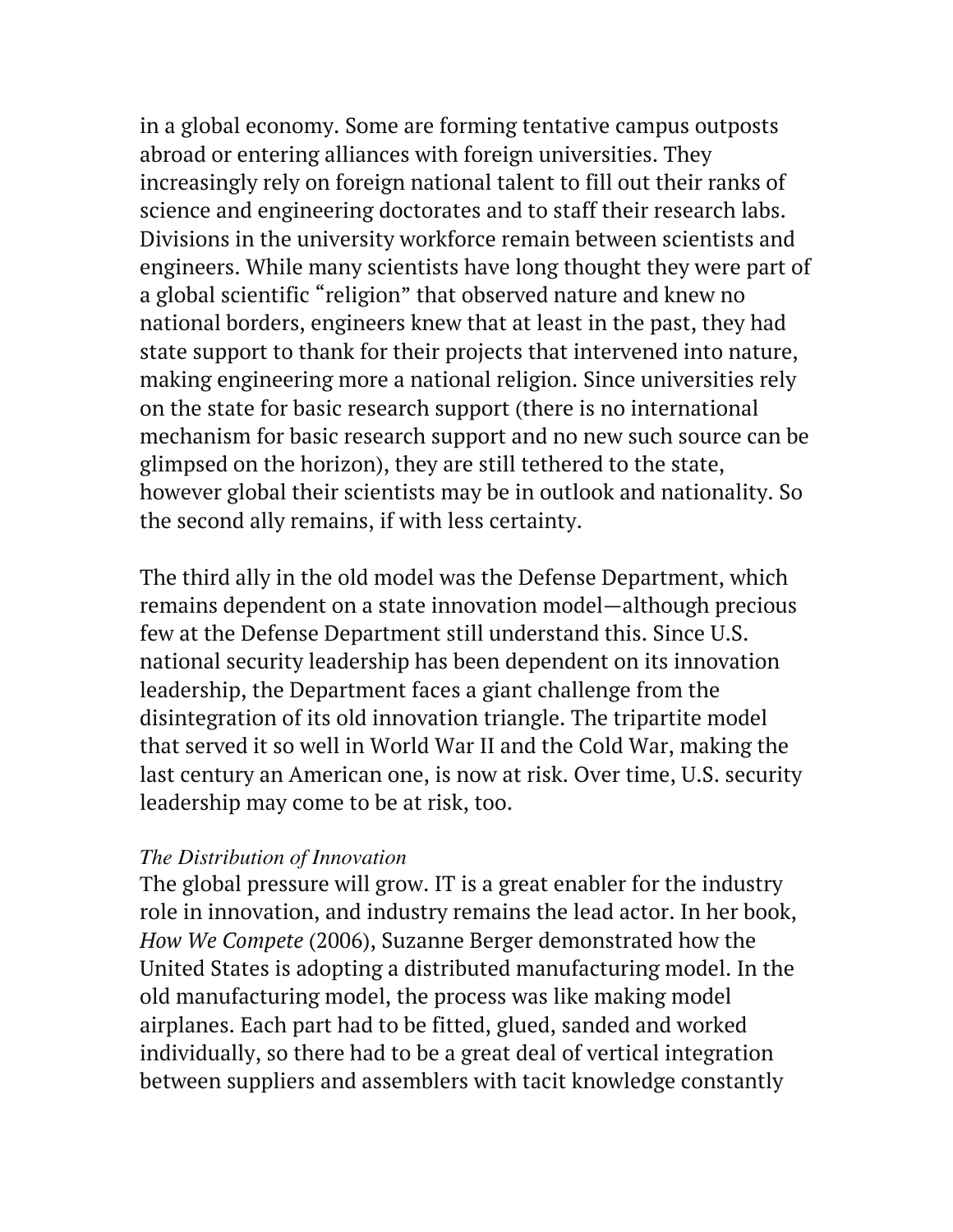in a global economy. Some are forming tentative campus outposts abroad or entering alliances with foreign universities. They increasingly rely on foreign national talent to fill out their ranks of science and engineering doctorates and to staff their research labs. Divisions in the university workforce remain between scientists and engineers. While many scientists have long thought they were part of a global scientific "religion" that observed nature and knew no national borders, engineers knew that at least in the past, they had state support to thank for their projects that intervened into nature, making engineering more a national religion. Since universities rely on the state for basic research support (there is no international mechanism for basic research support and no new such source can be glimpsed on the horizon), they are still tethered to the state, however global their scientists may be in outlook and nationality. So the second ally remains, if with less certainty.

The third ally in the old model was the Defense Department, which remains dependent on a state innovation model—although precious few at the Defense Department still understand this. Since U.S. national security leadership has been dependent on its innovation leadership, the Department faces a giant challenge from the disintegration of its old innovation triangle. The tripartite model that served it so well in World War II and the Cold War, making the last century an American one, is now at risk. Over time, U.S. security leadership may come to be at risk, too.

*The Distribution of Innovation*

The global pressure will grow. IT is a great enabler for the industry role in innovation, and industry remains the lead actor. In her book, *How We Compete* (2006), Suzanne Berger demonstrated how the United States is adopting a distributed manufacturing model. In the old manufacturing model, the process was like making model airplanes. Each part had to be fitted, glued, sanded and worked individually, so there had to be a great deal of vertical integration between suppliers and assemblers with tacit knowledge constantly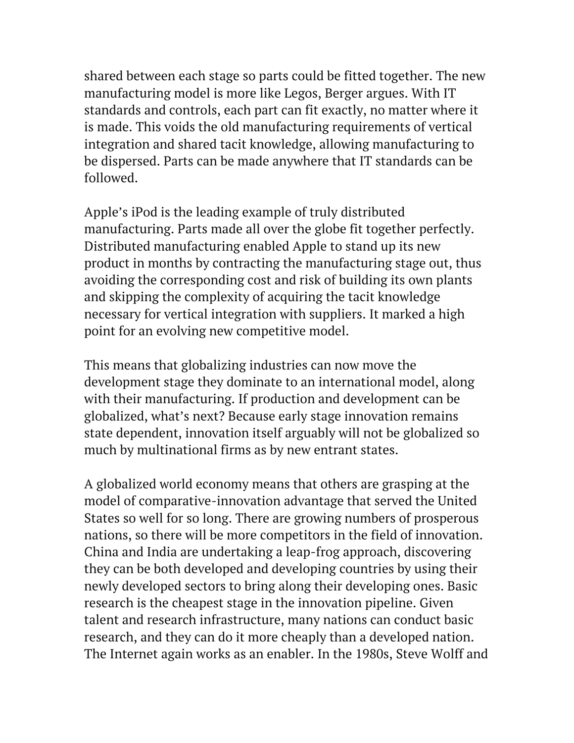shared between each stage so parts could be fitted together. The new manufacturing model is more like Legos, Berger argues. With IT standards and controls, each part can fit exactly, no matter where it is made. This voids the old manufacturing requirements of vertical integration and shared tacit knowledge, allowing manufacturing to be dispersed. Parts can be made anywhere that IT standards can be followed.

Apple's iPod is the leading example of truly distributed manufacturing. Parts made all over the globe fit together perfectly. Distributed manufacturing enabled Apple to stand up its new product in months by contracting the manufacturing stage out, thus avoiding the corresponding cost and risk of building its own plants and skipping the complexity of acquiring the tacit knowledge necessary for vertical integration with suppliers. It marked a high point for an evolving new competitive model.

This means that globalizing industries can now move the development stage they dominate to an international model, along with their manufacturing. If production and development can be globalized, what's next? Because early stage innovation remains state dependent, innovation itself arguably will not be globalized so much by multinational firms as by new entrant states.

A globalized world economy means that others are grasping at the model of comparative-innovation advantage that served the United States so well for so long. There are growing numbers of prosperous nations, so there will be more competitors in the field of innovation. China and India are undertaking a leap-frog approach, discovering they can be both developed and developing countries by using their newly developed sectors to bring along their developing ones. Basic research is the cheapest stage in the innovation pipeline. Given talent and research infrastructure, many nations can conduct basic research, and they can do it more cheaply than a developed nation. The Internet again works as an enabler. In the 1980s, Steve Wolff and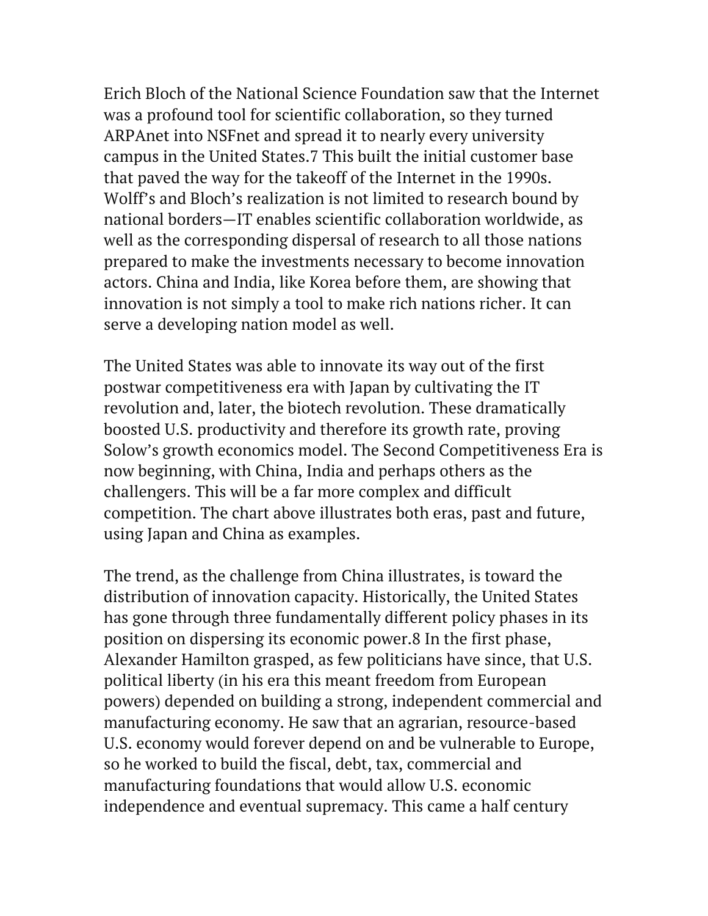Erich Bloch of the National Science Foundation saw that the Internet was a profound tool for scientific collaboration, so they turned ARPAnet into NSFnet and spread it to nearly every university campus in the United States.[7] This built the initial customer base that paved the way for the takeoff of the Internet in the 1990s. Wolff's and Bloch's realization is not limited to research bound by national borders—IT enables scientific collaboration worldwide, as well as the corresponding dispersal of research to all those nations prepared to make the investments necessary to become innovation actors. China and India, like Korea before them, are showing that innovation is not simply a tool to make rich nations richer. It can serve a developing nation model as well.

The United States was able to innovate its way out of the first postwar competitiveness era with Japan by cultivating the IT revolution and, later, the biotech revolution. These dramatically boosted U.S. productivity and therefore its growth rate, proving Solow's growth economics model. The Second Competitiveness Era is now beginning, with China, India and perhaps others as the challengers. This will be a far more complex and difficult competition. The chart above illustrates both eras, past and future, using Japan and China as examples.

The trend, as the challenge from China illustrates, is toward the distribution of innovation capacity. Historically, the United States has gone through three fundamentally different policy phases in its position on dispersing its economic power.[8] In the first phase, Alexander Hamilton grasped, as few politicians have since, that U.S. political liberty (in his era this meant freedom from European powers) depended on building a strong, independent commercial and manufacturing economy. He saw that an agrarian, resource-based U.S. economy would forever depend on and be vulnerable to Europe, so he worked to build the fiscal, debt, tax, commercial and manufacturing foundations that would allow U.S. economic independence and eventual supremacy. This came a half century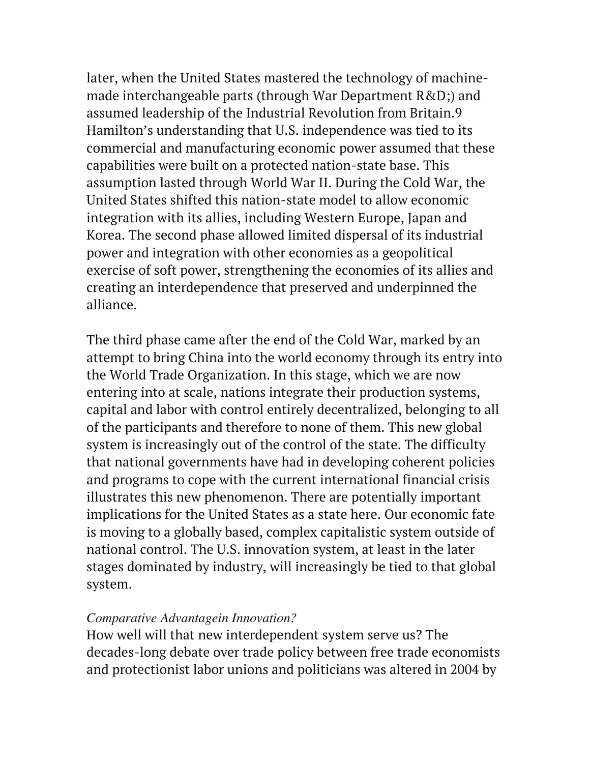later, when the United States mastered the technology of machine-made interchangeable parts (through War Department R&D;) and assumed leadership of the Industrial Revolution from Britain.[9] Hamilton's understanding that U.S. independence was tied to its commercial and manufacturing economic power assumed that these capabilities were built on a protected nation-state base. This assumption lasted through World War II. During the Cold War, the United States shifted this nation-state model to allow economic integration with its allies, including Western Europe, Japan and Korea. The second phase allowed limited dispersal of its industrial power and integration with other economies as a geopolitical exercise of soft power, strengthening the economies of its allies and creating an interdependence that preserved and underpinned the alliance.

The third phase came after the end of the Cold War, marked by an attempt to bring China into the world economy through its entry into the World Trade Organization. In this stage, which we are now entering into at scale, nations integrate their production systems, capital and labor with control entirely decentralized, belonging to all of the participants and therefore to none of them. This new global system is increasingly out of the control of the state. The difficulty that national governments have had in developing coherent policies and programs to cope with the current international financial crisis illustrates this new phenomenon. There are potentially important implications for the United States as a state here. Our economic fate is moving to a globally based, complex capitalistic system outside of national control. The U.S. innovation system, at least in the later stages dominated by industry, will increasingly be tied to that global system.

*Comparative Advantagein Innovation?*

How well will that new interdependent system serve us? The decades-long debate over trade policy between free trade economists and protectionist labor unions and politicians was altered in 2004 by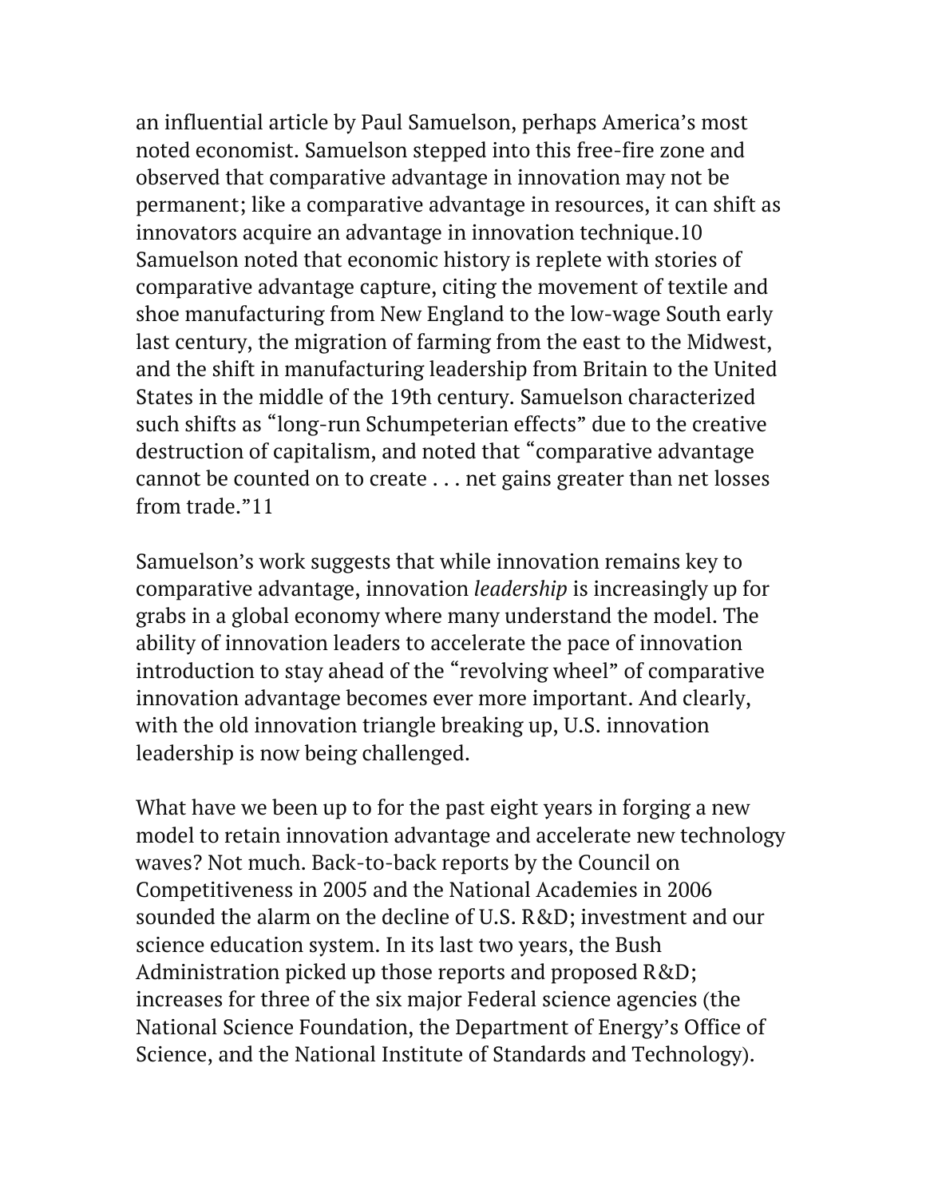an influential article by Paul Samuelson, perhaps America's most noted economist. Samuelson stepped into this free-fire zone and observed that comparative advantage in innovation may not be permanent; like a comparative advantage in resources, it can shift as innovators acquire an advantage in innovation technique.[10] Samuelson noted that economic history is replete with stories of comparative advantage capture, citing the movement of textile and shoe manufacturing from New England to the low-wage South early last century, the migration of farming from the east to the Midwest, and the shift in manufacturing leadership from Britain to the United States in the middle of the 19th century. Samuelson characterized such shifts as "long-run Schumpeterian effects" due to the creative destruction of capitalism, and noted that "comparative advantage cannot be counted on to create . . . net gains greater than net losses from trade."[11]

Samuelson's work suggests that while innovation remains key to comparative advantage, innovation *leadership* is increasingly up for grabs in a global economy where many understand the model. The ability of innovation leaders to accelerate the pace of innovation introduction to stay ahead of the "revolving wheel" of comparative innovation advantage becomes ever more important. And clearly, with the old innovation triangle breaking up, U.S. innovation leadership is now being challenged.

What have we been up to for the past eight years in forging a new model to retain innovation advantage and accelerate new technology waves? Not much. Back-to-back reports by the Council on Competitiveness in 2005 and the National Academies in 2006 sounded the alarm on the decline of U.S. R&D; investment and our science education system. In its last two years, the Bush Administration picked up those reports and proposed R&D; increases for three of the six major Federal science agencies (the National Science Foundation, the Department of Energy's Office of Science, and the National Institute of Standards and Technology).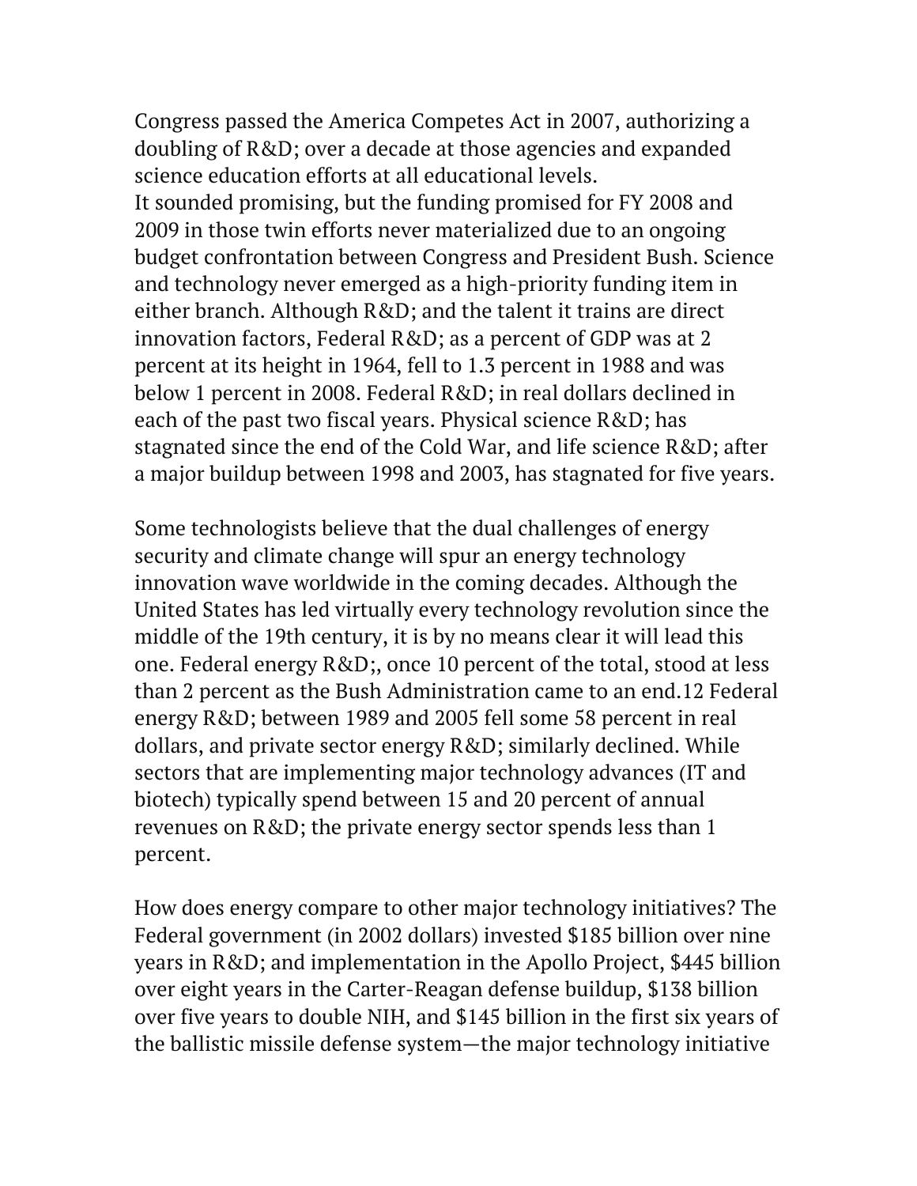Congress passed the America Competes Act in 2007, authorizing a doubling of R&D; over a decade at those agencies and expanded science education efforts at all educational levels.
It sounded promising, but the funding promised for FY 2008 and 2009 in those twin efforts never materialized due to an ongoing budget confrontation between Congress and President Bush. Science and technology never emerged as a high-priority funding item in either branch. Although R&D; and the talent it trains are direct innovation factors, Federal R&D; as a percent of GDP was at 2 percent at its height in 1964, fell to 1.3 percent in 1988 and was below 1 percent in 2008. Federal R&D; in real dollars declined in each of the past two fiscal years. Physical science R&D; has stagnated since the end of the Cold War, and life science R&D; after a major buildup between 1998 and 2003, has stagnated for five years.

Some technologists believe that the dual challenges of energy security and climate change will spur an energy technology innovation wave worldwide in the coming decades. Although the United States has led virtually every technology revolution since the middle of the 19th century, it is by no means clear it will lead this one. Federal energy R&D;, once 10 percent of the total, stood at less than 2 percent as the Bush Administration came to an end.12 Federal energy R&D; between 1989 and 2005 fell some 58 percent in real dollars, and private sector energy R&D; similarly declined. While sectors that are implementing major technology advances (IT and biotech) typically spend between 15 and 20 percent of annual revenues on R&D; the private energy sector spends less than 1 percent.

How does energy compare to other major technology initiatives? The Federal government (in 2002 dollars) invested $185 billion over nine years in R&D; and implementation in the Apollo Project, $445 billion over eight years in the Carter-Reagan defense buildup, $138 billion over five years to double NIH, and $145 billion in the first six years of the ballistic missile defense system—the major technology initiative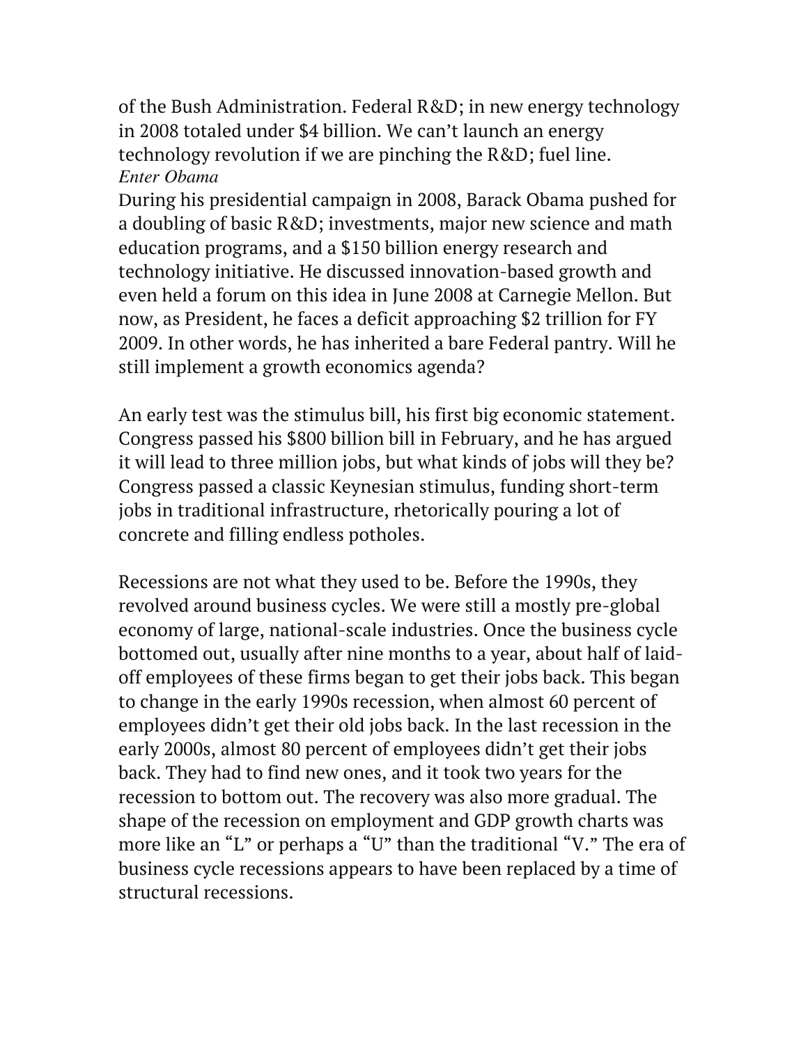of the Bush Administration. Federal R&D; in new energy technology in 2008 totaled under $4 billion. We can't launch an energy technology revolution if we are pinching the R&D; fuel line.

*Enter Obama*

During his presidential campaign in 2008, Barack Obama pushed for a doubling of basic R&D; investments, major new science and math education programs, and a $150 billion energy research and technology initiative. He discussed innovation-based growth and even held a forum on this idea in June 2008 at Carnegie Mellon. But now, as President, he faces a deficit approaching $2 trillion for FY 2009. In other words, he has inherited a bare Federal pantry. Will he still implement a growth economics agenda?

An early test was the stimulus bill, his first big economic statement. Congress passed his $800 billion bill in February, and he has argued it will lead to three million jobs, but what kinds of jobs will they be? Congress passed a classic Keynesian stimulus, funding short-term jobs in traditional infrastructure, rhetorically pouring a lot of concrete and filling endless potholes.

Recessions are not what they used to be. Before the 1990s, they revolved around business cycles. We were still a mostly pre-global economy of large, national-scale industries. Once the business cycle bottomed out, usually after nine months to a year, about half of laid-off employees of these firms began to get their jobs back. This began to change in the early 1990s recession, when almost 60 percent of employees didn't get their old jobs back. In the last recession in the early 2000s, almost 80 percent of employees didn't get their jobs back. They had to find new ones, and it took two years for the recession to bottom out. The recovery was also more gradual. The shape of the recession on employment and GDP growth charts was more like an "L" or perhaps a "U" than the traditional "V." The era of business cycle recessions appears to have been replaced by a time of structural recessions.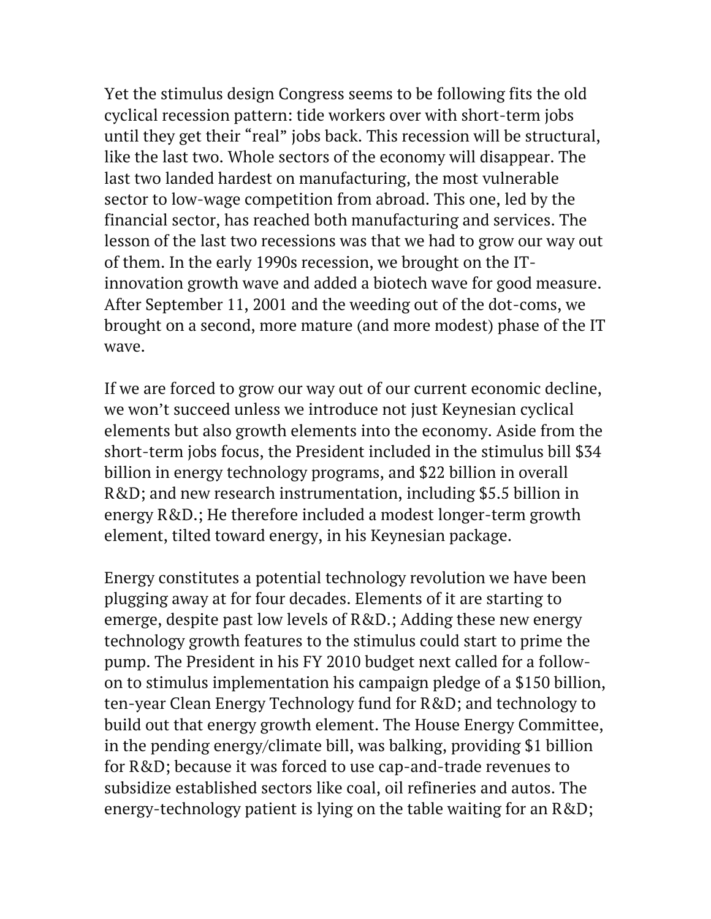Yet the stimulus design Congress seems to be following fits the old cyclical recession pattern: tide workers over with short-term jobs until they get their "real" jobs back. This recession will be structural, like the last two. Whole sectors of the economy will disappear. The last two landed hardest on manufacturing, the most vulnerable sector to low-wage competition from abroad. This one, led by the financial sector, has reached both manufacturing and services. The lesson of the last two recessions was that we had to grow our way out of them. In the early 1990s recession, we brought on the IT-innovation growth wave and added a biotech wave for good measure. After September 11, 2001 and the weeding out of the dot-coms, we brought on a second, more mature (and more modest) phase of the IT wave.

If we are forced to grow our way out of our current economic decline, we won't succeed unless we introduce not just Keynesian cyclical elements but also growth elements into the economy. Aside from the short-term jobs focus, the President included in the stimulus bill $34 billion in energy technology programs, and $22 billion in overall R&D; and new research instrumentation, including $5.5 billion in energy R&D.; He therefore included a modest longer-term growth element, tilted toward energy, in his Keynesian package.

Energy constitutes a potential technology revolution we have been plugging away at for four decades. Elements of it are starting to emerge, despite past low levels of R&D.; Adding these new energy technology growth features to the stimulus could start to prime the pump. The President in his FY 2010 budget next called for a follow-on to stimulus implementation his campaign pledge of a $150 billion, ten-year Clean Energy Technology fund for R&D; and technology to build out that energy growth element. The House Energy Committee, in the pending energy/climate bill, was balking, providing $1 billion for R&D; because it was forced to use cap-and-trade revenues to subsidize established sectors like coal, oil refineries and autos. The energy-technology patient is lying on the table waiting for an R&D;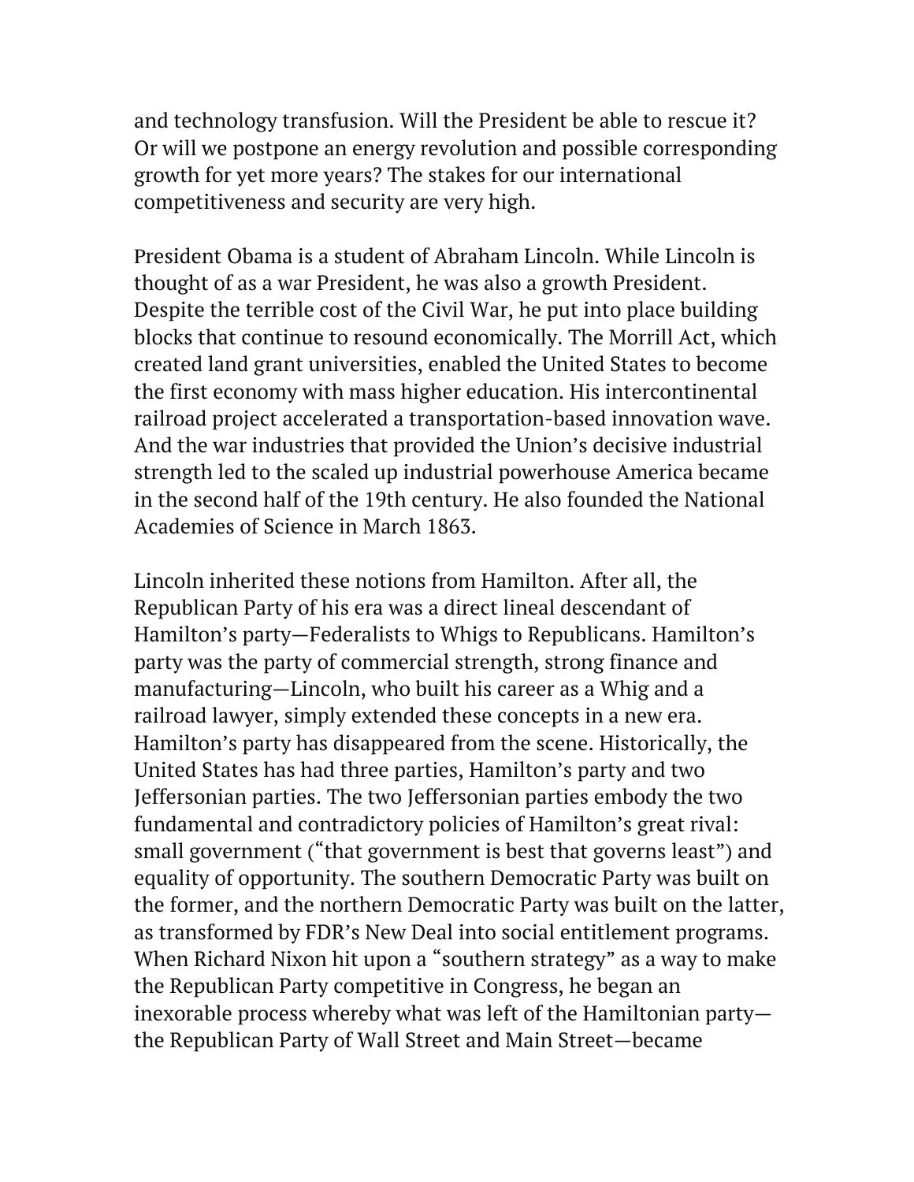and technology transfusion. Will the President be able to rescue it? Or will we postpone an energy revolution and possible corresponding growth for yet more years? The stakes for our international competitiveness and security are very high.

President Obama is a student of Abraham Lincoln. While Lincoln is thought of as a war President, he was also a growth President. Despite the terrible cost of the Civil War, he put into place building blocks that continue to resound economically. The Morrill Act, which created land grant universities, enabled the United States to become the first economy with mass higher education. His intercontinental railroad project accelerated a transportation-based innovation wave. And the war industries that provided the Union's decisive industrial strength led to the scaled up industrial powerhouse America became in the second half of the 19th century. He also founded the National Academies of Science in March 1863.

Lincoln inherited these notions from Hamilton. After all, the Republican Party of his era was a direct lineal descendant of Hamilton's party—Federalists to Whigs to Republicans. Hamilton's party was the party of commercial strength, strong finance and manufacturing—Lincoln, who built his career as a Whig and a railroad lawyer, simply extended these concepts in a new era. Hamilton's party has disappeared from the scene. Historically, the United States has had three parties, Hamilton's party and two Jeffersonian parties. The two Jeffersonian parties embody the two fundamental and contradictory policies of Hamilton's great rival: small government ("that government is best that governs least") and equality of opportunity. The southern Democratic Party was built on the former, and the northern Democratic Party was built on the latter, as transformed by FDR's New Deal into social entitlement programs. When Richard Nixon hit upon a "southern strategy" as a way to make the Republican Party competitive in Congress, he began an inexorable process whereby what was left of the Hamiltonian party—the Republican Party of Wall Street and Main Street—became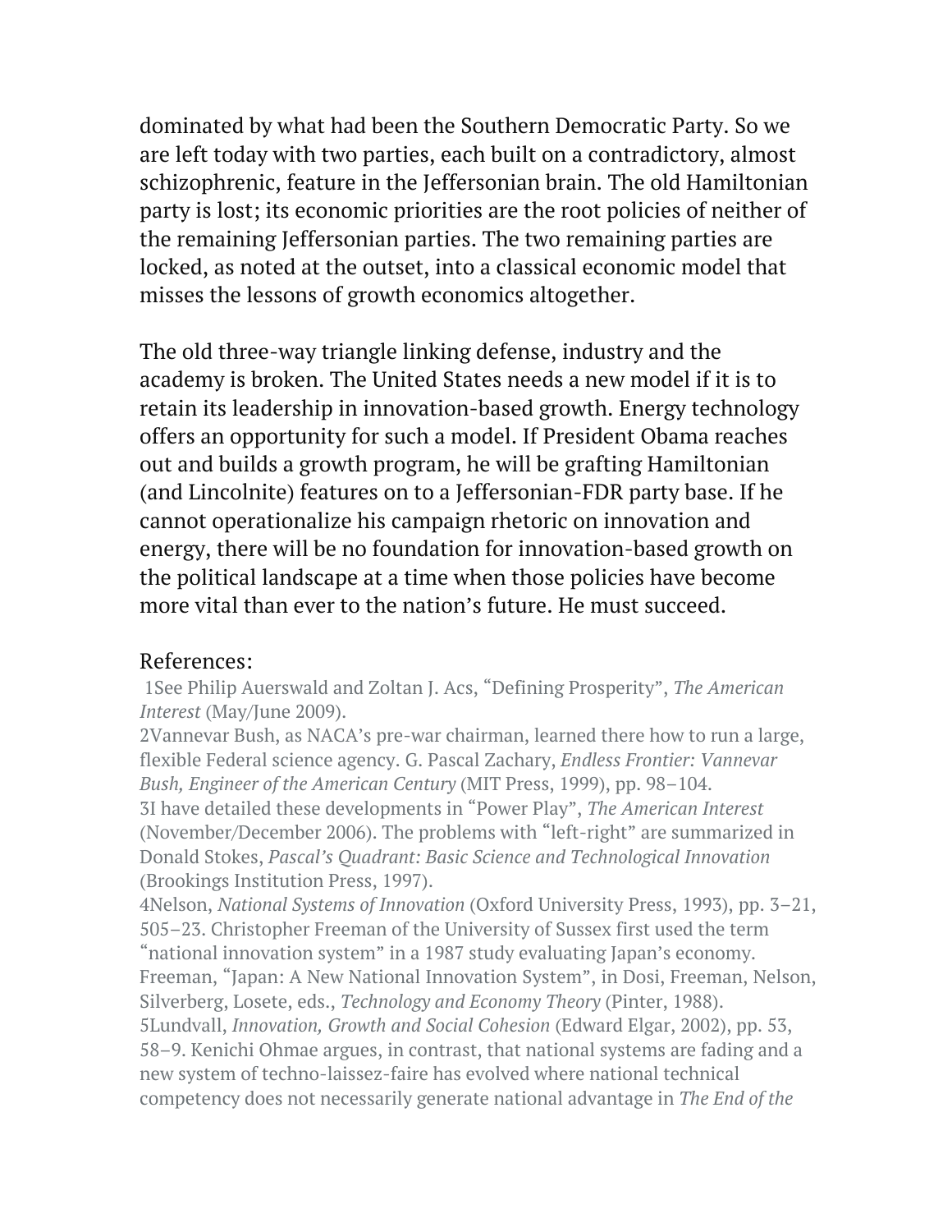dominated by what had been the Southern Democratic Party. So we are left today with two parties, each built on a contradictory, almost schizophrenic, feature in the Jeffersonian brain. The old Hamiltonian party is lost; its economic priorities are the root policies of neither of the remaining Jeffersonian parties. The two remaining parties are locked, as noted at the outset, into a classical economic model that misses the lessons of growth economics altogether.

The old three-way triangle linking defense, industry and the academy is broken. The United States needs a new model if it is to retain its leadership in innovation-based growth. Energy technology offers an opportunity for such a model. If President Obama reaches out and builds a growth program, he will be grafting Hamiltonian (and Lincolnite) features on to a Jeffersonian-FDR party base. If he cannot operationalize his campaign rhetoric on innovation and energy, there will be no foundation for innovation-based growth on the political landscape at a time when those policies have become more vital than ever to the nation's future. He must succeed.

References:

1See Philip Auerswald and Zoltan J. Acs, "Defining Prosperity", *The American Interest* (May/June 2009).
2Vannevar Bush, as NACA's pre-war chairman, learned there how to run a large, flexible Federal science agency. G. Pascal Zachary, *Endless Frontier: Vannevar Bush, Engineer of the American Century* (MIT Press, 1999), pp. 98–104.
3I have detailed these developments in "Power Play", *The American Interest* (November/December 2006). The problems with "left-right" are summarized in Donald Stokes, *Pascal's Quadrant: Basic Science and Technological Innovation* (Brookings Institution Press, 1997).
4Nelson, *National Systems of Innovation* (Oxford University Press, 1993), pp. 3–21, 505–23. Christopher Freeman of the University of Sussex first used the term "national innovation system" in a 1987 study evaluating Japan's economy. Freeman, "Japan: A New National Innovation System", in Dosi, Freeman, Nelson, Silverberg, Losete, eds., *Technology and Economy Theory* (Pinter, 1988).
5Lundvall, *Innovation, Growth and Social Cohesion* (Edward Elgar, 2002), pp. 53, 58–9. Kenichi Ohmae argues, in contrast, that national systems are fading and a new system of techno-laissez-faire has evolved where national technical competency does not necessarily generate national advantage in *The End of the*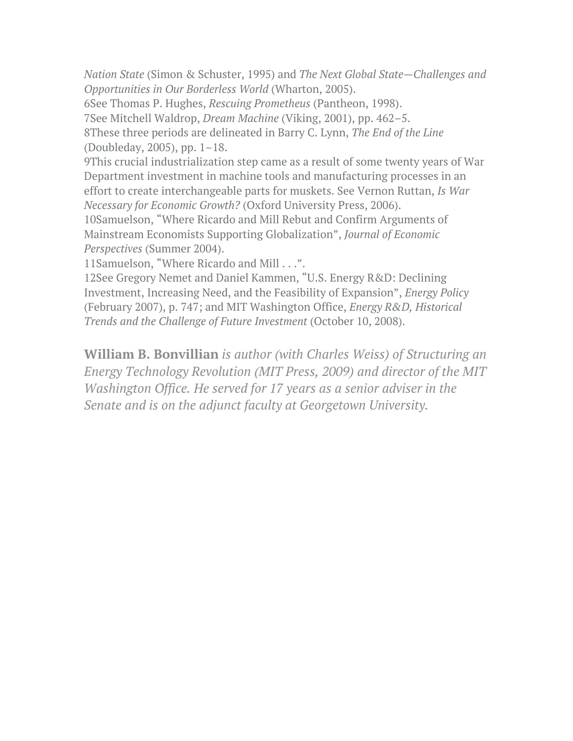*Nation State* (Simon & Schuster, 1995) and *The Next Global State—Challenges and Opportunities in Our Borderless World* (Wharton, 2005).

6See Thomas P. Hughes, *Rescuing Prometheus* (Pantheon, 1998).

7See Mitchell Waldrop, *Dream Machine* (Viking, 2001), pp. 462–5.

8These three periods are delineated in Barry C. Lynn, *The End of the Line* (Doubleday, 2005), pp. 1–18.

9This crucial industrialization step came as a result of some twenty years of War Department investment in machine tools and manufacturing processes in an effort to create interchangeable parts for muskets. See Vernon Ruttan, *Is War Necessary for Economic Growth?* (Oxford University Press, 2006).

10Samuelson, "Where Ricardo and Mill Rebut and Confirm Arguments of Mainstream Economists Supporting Globalization", *Journal of Economic Perspectives* (Summer 2004).

11Samuelson, "Where Ricardo and Mill . . .".

12See Gregory Nemet and Daniel Kammen, "U.S. Energy R&D: Declining Investment, Increasing Need, and the Feasibility of Expansion", *Energy Policy* (February 2007), p. 747; and MIT Washington Office, *Energy R&D, Historical Trends and the Challenge of Future Investment* (October 10, 2008).

**William B. Bonvillian** *is author (with Charles Weiss) of Structuring an Energy Technology Revolution (MIT Press, 2009) and director of the MIT Washington Office. He served for 17 years as a senior adviser in the Senate and is on the adjunct faculty at Georgetown University.*